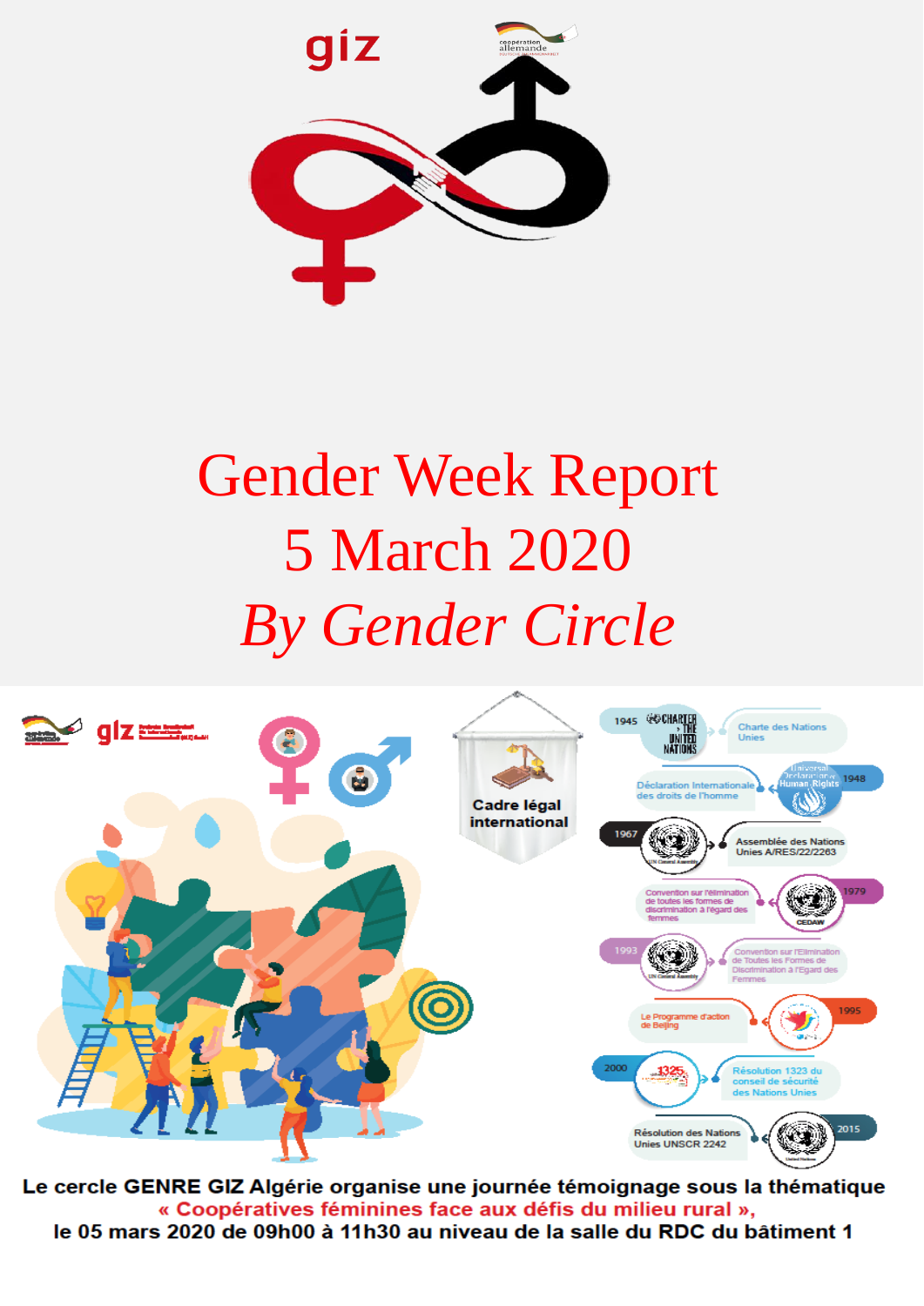giz

# Gender Week Report

## 5 March 2020

## *By Gender Circle*

Cadre légal international

- 1945 — Charte des Nations Unies
- 1948 — Déclaration Internationale des droits de l'homme
- 1967 — Assemblée des Nations Unies A/RES/22/2263
- 1979 — Convention sur l'élimination de toutes les formes de discrimination à l'égard des femmes (CEDAW)
- 1993 — Convention sur l'Elimination de Toutes les Formes de Discrimination à l'Egard des Femmes
- 1995 — Le Programme d'action de Beijing
- 2000 — Résolution 1325 du conseil de sécurité des Nations Unies
- 2015 — Résolution des Nations Unies UNSCR 2242

**Le cercle GENRE GIZ Algérie organise une journée témoignage sous la thématique**
**« Coopératives féminines face aux défis du milieu rural »,**
**le 05 mars 2020 de 09h00 à 11h30 au niveau de la salle du RDC du bâtiment 1**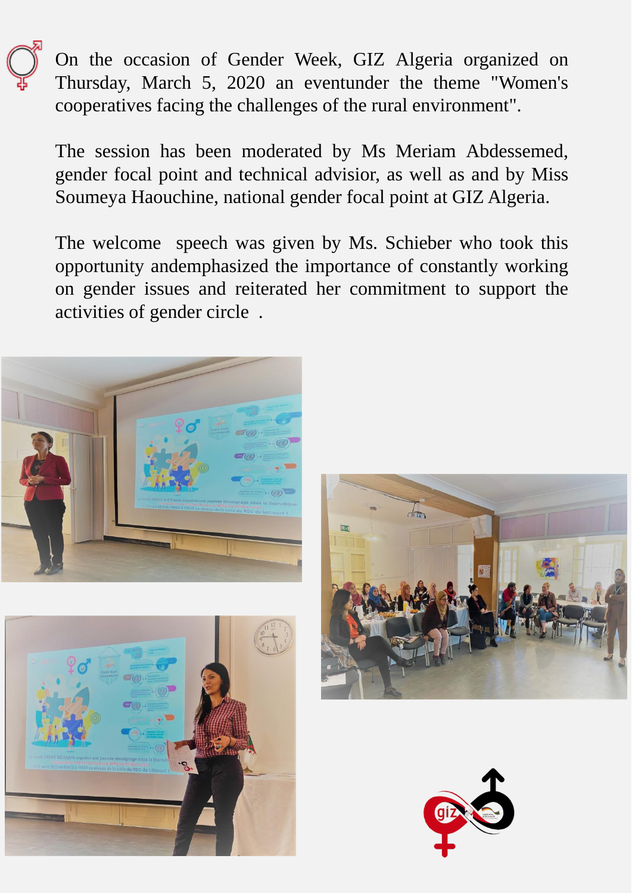On the occasion of Gender Week, GIZ Algeria organized on Thursday, March 5, 2020 an eventunder the theme "Women's cooperatives facing the challenges of the rural environment".

The session has been moderated by Ms Meriam Abdessemed, gender focal point and technical advisor, as well as and by Miss Soumeya Haouchine, national gender focal point at GIZ Algeria.

The welcome speech was given by Ms. Schieber who took this opportunity andemphasized the importance of constantly working on gender issues and reiterated her commitment to support the activities of gender circle .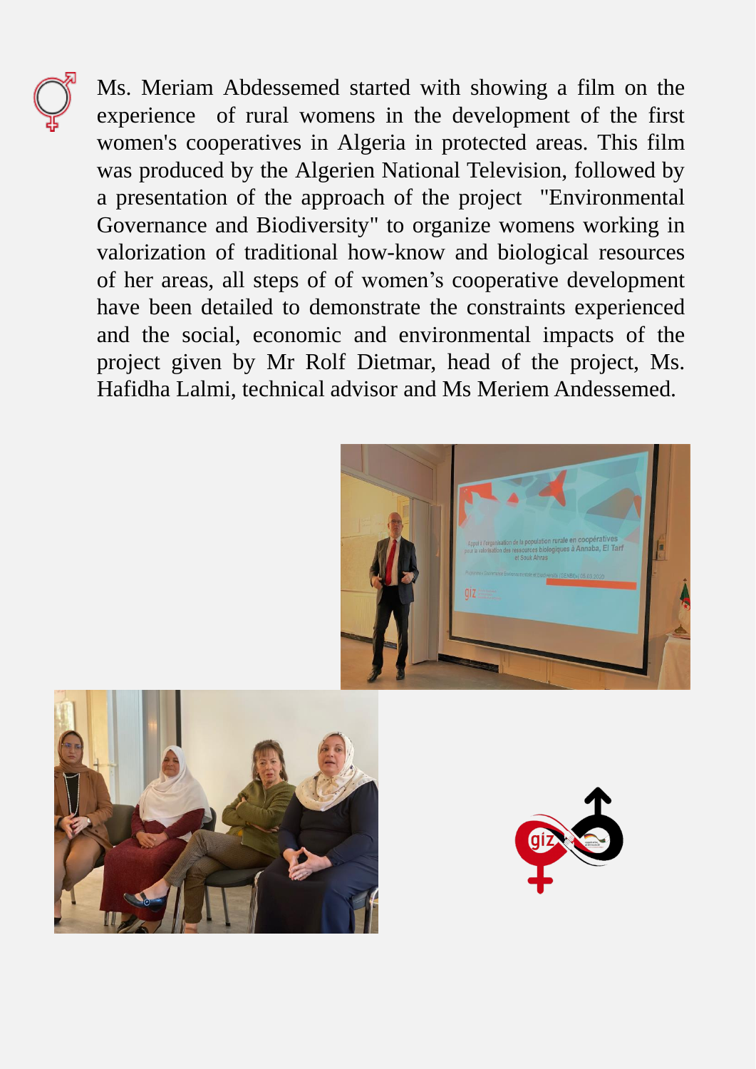Ms. Meriam Abdessemed started with showing a film on the experience of rural womens in the development of the first women's cooperatives in Algeria in protected areas. This film was produced by the Algerien National Television, followed by a presentation of the approach of the project "Environmental Governance and Biodiversity" to organize womens working in valorization of traditional how-know and biological resources of her areas, all steps of of women's cooperative development have been detailed to demonstrate the constraints experienced and the social, economic and environmental impacts of the project given by Mr Rolf Dietmar, head of the project, Ms. Hafidha Lalmi, technical advisor and Ms Meriem Andessemed.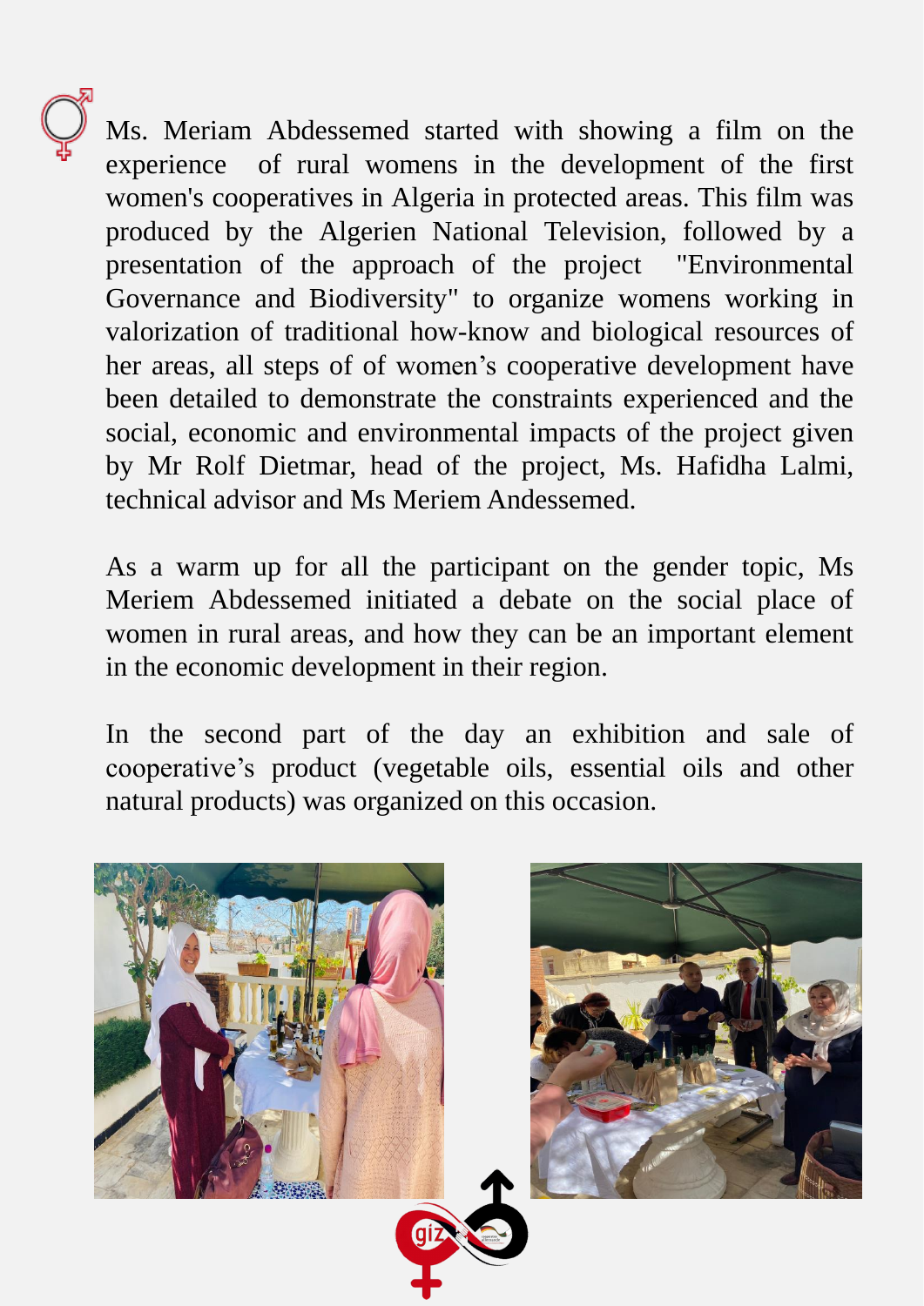Ms. Meriam Abdessemed started with showing a film on the experience of rural womens in the development of the first women's cooperatives in Algeria in protected areas. This film was produced by the Algerien National Television, followed by a presentation of the approach of the project "Environmental Governance and Biodiversity" to organize womens working in valorization of traditional how-know and biological resources of her areas, all steps of of women's cooperative development have been detailed to demonstrate the constraints experienced and the social, economic and environmental impacts of the project given by Mr Rolf Dietmar, head of the project, Ms. Hafidha Lalmi, technical advisor and Ms Meriem Andessemed.

As a warm up for all the participant on the gender topic, Ms Meriem Abdessemed initiated a debate on the social place of women in rural areas, and how they can be an important element in the economic development in their region.

In the second part of the day an exhibition and sale of cooperative's product (vegetable oils, essential oils and other natural products) was organized on this occasion.